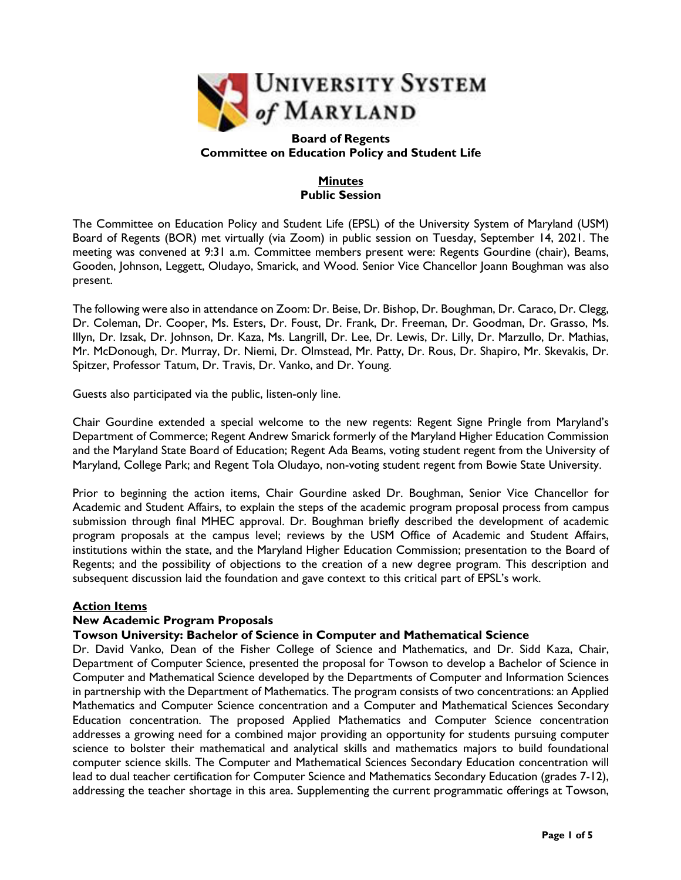# University System of Maryland

## Board of Regents
## Committee on Education Policy and Student Life

**Minutes**
**Public Session**

The Committee on Education Policy and Student Life (EPSL) of the University System of Maryland (USM) Board of Regents (BOR) met virtually (via Zoom) in public session on Tuesday, September 14, 2021. The meeting was convened at 9:31 a.m. Committee members present were: Regents Gourdine (chair), Beams, Gooden, Johnson, Leggett, Oludayo, Smarick, and Wood. Senior Vice Chancellor Joann Boughman was also present.

The following were also in attendance on Zoom: Dr. Beise, Dr. Bishop, Dr. Boughman, Dr. Caraco, Dr. Clegg, Dr. Coleman, Dr. Cooper, Ms. Esters, Dr. Foust, Dr. Frank, Dr. Freeman, Dr. Goodman, Dr. Grasso, Ms. Illyn, Dr. Izsak, Dr. Johnson, Dr. Kaza, Ms. Langrill, Dr. Lee, Dr. Lewis, Dr. Lilly, Dr. Marzullo, Dr. Mathias, Mr. McDonough, Dr. Murray, Dr. Niemi, Dr. Olmstead, Mr. Patty, Dr. Rous, Dr. Shapiro, Mr. Skevakis, Dr. Spitzer, Professor Tatum, Dr. Travis, Dr. Vanko, and Dr. Young.

Guests also participated via the public, listen-only line.

Chair Gourdine extended a special welcome to the new regents: Regent Signe Pringle from Maryland's Department of Commerce; Regent Andrew Smarick formerly of the Maryland Higher Education Commission and the Maryland State Board of Education; Regent Ada Beams, voting student regent from the University of Maryland, College Park; and Regent Tola Oludayo, non-voting student regent from Bowie State University.

Prior to beginning the action items, Chair Gourdine asked Dr. Boughman, Senior Vice Chancellor for Academic and Student Affairs, to explain the steps of the academic program proposal process from campus submission through final MHEC approval. Dr. Boughman briefly described the development of academic program proposals at the campus level; reviews by the USM Office of Academic and Student Affairs, institutions within the state, and the Maryland Higher Education Commission; presentation to the Board of Regents; and the possibility of objections to the creation of a new degree program. This description and subsequent discussion laid the foundation and gave context to this critical part of EPSL's work.

### Action Items

#### New Academic Program Proposals

**Towson University: Bachelor of Science in Computer and Mathematical Science**

Dr. David Vanko, Dean of the Fisher College of Science and Mathematics, and Dr. Sidd Kaza, Chair, Department of Computer Science, presented the proposal for Towson to develop a Bachelor of Science in Computer and Mathematical Science developed by the Departments of Computer and Information Sciences in partnership with the Department of Mathematics. The program consists of two concentrations: an Applied Mathematics and Computer Science concentration and a Computer and Mathematical Sciences Secondary Education concentration. The proposed Applied Mathematics and Computer Science concentration addresses a growing need for a combined major providing an opportunity for students pursuing computer science to bolster their mathematical and analytical skills and mathematics majors to build foundational computer science skills. The Computer and Mathematical Sciences Secondary Education concentration will lead to dual teacher certification for Computer Science and Mathematics Secondary Education (grades 7-12), addressing the teacher shortage in this area. Supplementing the current programmatic offerings at Towson,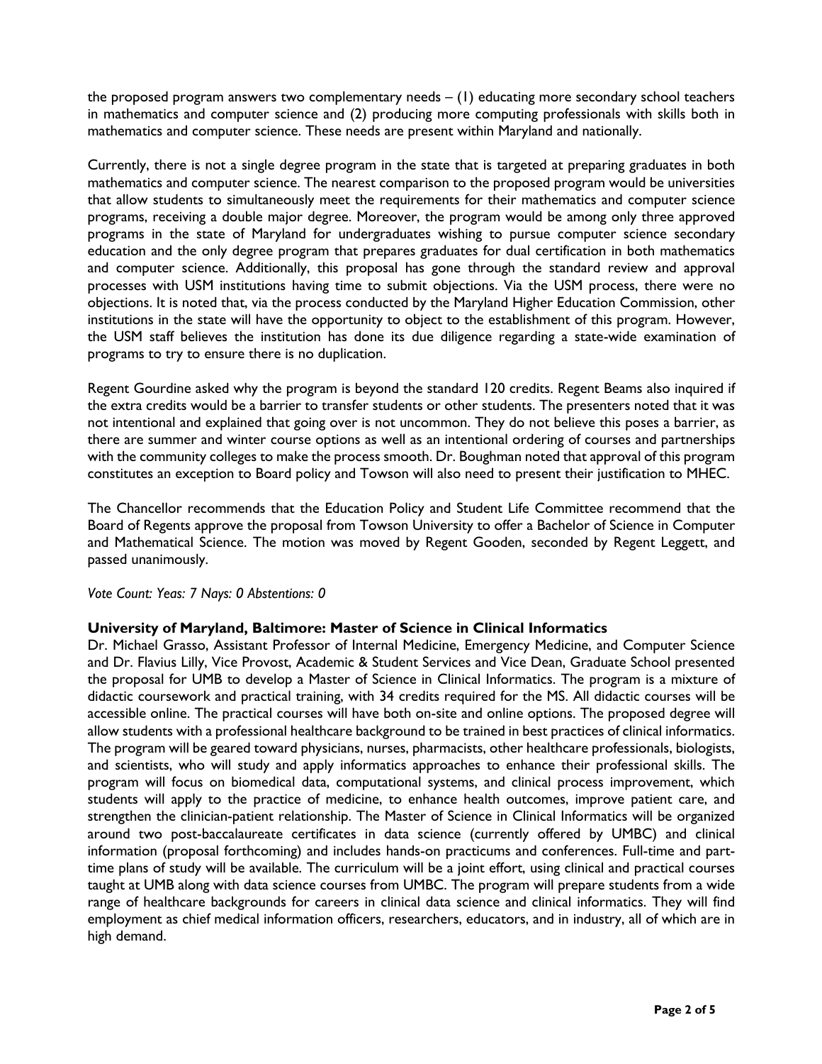the proposed program answers two complementary needs – (1) educating more secondary school teachers in mathematics and computer science and (2) producing more computing professionals with skills both in mathematics and computer science. These needs are present within Maryland and nationally.

Currently, there is not a single degree program in the state that is targeted at preparing graduates in both mathematics and computer science. The nearest comparison to the proposed program would be universities that allow students to simultaneously meet the requirements for their mathematics and computer science programs, receiving a double major degree. Moreover, the program would be among only three approved programs in the state of Maryland for undergraduates wishing to pursue computer science secondary education and the only degree program that prepares graduates for dual certification in both mathematics and computer science. Additionally, this proposal has gone through the standard review and approval processes with USM institutions having time to submit objections. Via the USM process, there were no objections. It is noted that, via the process conducted by the Maryland Higher Education Commission, other institutions in the state will have the opportunity to object to the establishment of this program. However, the USM staff believes the institution has done its due diligence regarding a state-wide examination of programs to try to ensure there is no duplication.

Regent Gourdine asked why the program is beyond the standard 120 credits. Regent Beams also inquired if the extra credits would be a barrier to transfer students or other students. The presenters noted that it was not intentional and explained that going over is not uncommon. They do not believe this poses a barrier, as there are summer and winter course options as well as an intentional ordering of courses and partnerships with the community colleges to make the process smooth. Dr. Boughman noted that approval of this program constitutes an exception to Board policy and Towson will also need to present their justification to MHEC.

The Chancellor recommends that the Education Policy and Student Life Committee recommend that the Board of Regents approve the proposal from Towson University to offer a Bachelor of Science in Computer and Mathematical Science. The motion was moved by Regent Gooden, seconded by Regent Leggett, and passed unanimously.

*Vote Count: Yeas: 7 Nays: 0 Abstentions: 0*

**University of Maryland, Baltimore: Master of Science in Clinical Informatics**

Dr. Michael Grasso, Assistant Professor of Internal Medicine, Emergency Medicine, and Computer Science and Dr. Flavius Lilly, Vice Provost, Academic & Student Services and Vice Dean, Graduate School presented the proposal for UMB to develop a Master of Science in Clinical Informatics. The program is a mixture of didactic coursework and practical training, with 34 credits required for the MS. All didactic courses will be accessible online. The practical courses will have both on-site and online options. The proposed degree will allow students with a professional healthcare background to be trained in best practices of clinical informatics. The program will be geared toward physicians, nurses, pharmacists, other healthcare professionals, biologists, and scientists, who will study and apply informatics approaches to enhance their professional skills. The program will focus on biomedical data, computational systems, and clinical process improvement, which students will apply to the practice of medicine, to enhance health outcomes, improve patient care, and strengthen the clinician-patient relationship. The Master of Science in Clinical Informatics will be organized around two post-baccalaureate certificates in data science (currently offered by UMBC) and clinical information (proposal forthcoming) and includes hands-on practicums and conferences. Full-time and part-time plans of study will be available. The curriculum will be a joint effort, using clinical and practical courses taught at UMB along with data science courses from UMBC. The program will prepare students from a wide range of healthcare backgrounds for careers in clinical data science and clinical informatics. They will find employment as chief medical information officers, researchers, educators, and in industry, all of which are in high demand.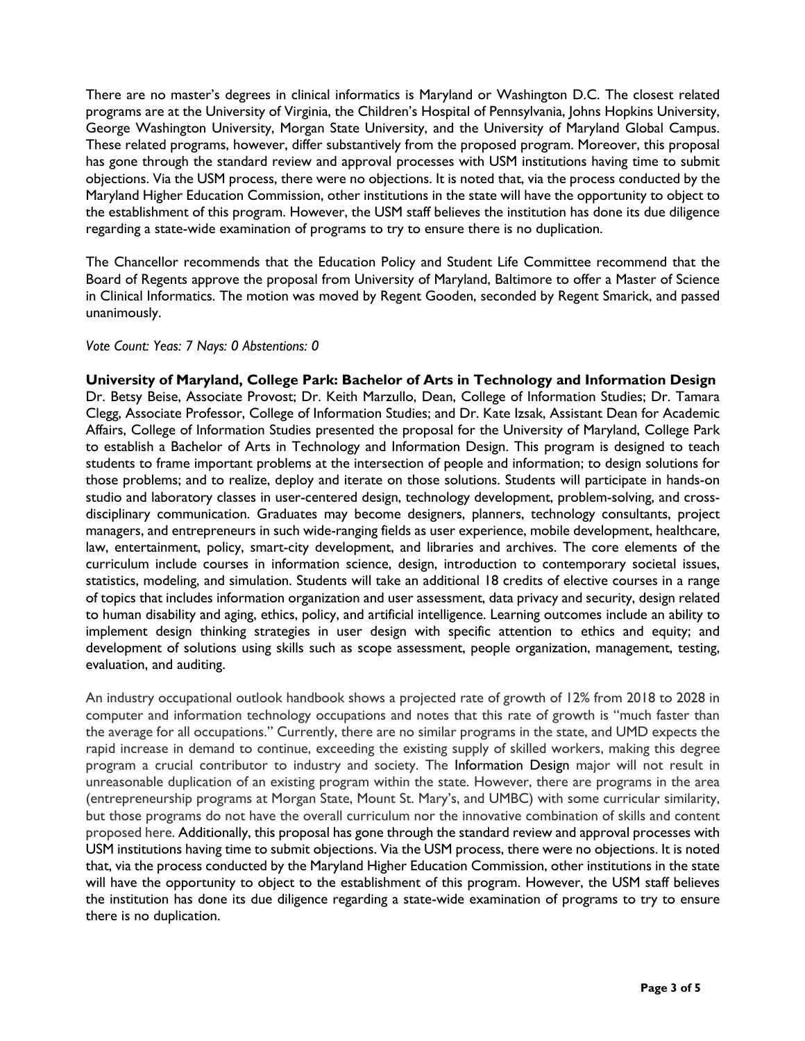There are no master's degrees in clinical informatics is Maryland or Washington D.C. The closest related programs are at the University of Virginia, the Children's Hospital of Pennsylvania, Johns Hopkins University, George Washington University, Morgan State University, and the University of Maryland Global Campus. These related programs, however, differ substantively from the proposed program. Moreover, this proposal has gone through the standard review and approval processes with USM institutions having time to submit objections. Via the USM process, there were no objections. It is noted that, via the process conducted by the Maryland Higher Education Commission, other institutions in the state will have the opportunity to object to the establishment of this program. However, the USM staff believes the institution has done its due diligence regarding a state-wide examination of programs to try to ensure there is no duplication.

The Chancellor recommends that the Education Policy and Student Life Committee recommend that the Board of Regents approve the proposal from University of Maryland, Baltimore to offer a Master of Science in Clinical Informatics. The motion was moved by Regent Gooden, seconded by Regent Smarick, and passed unanimously.

*Vote Count: Yeas: 7 Nays: 0 Abstentions: 0*

**University of Maryland, College Park: Bachelor of Arts in Technology and Information Design**
Dr. Betsy Beise, Associate Provost; Dr. Keith Marzullo, Dean, College of Information Studies; Dr. Tamara Clegg, Associate Professor, College of Information Studies; and Dr. Kate Izsak, Assistant Dean for Academic Affairs, College of Information Studies presented the proposal for the University of Maryland, College Park to establish a Bachelor of Arts in Technology and Information Design. This program is designed to teach students to frame important problems at the intersection of people and information; to design solutions for those problems; and to realize, deploy and iterate on those solutions. Students will participate in hands-on studio and laboratory classes in user-centered design, technology development, problem-solving, and cross-disciplinary communication. Graduates may become designers, planners, technology consultants, project managers, and entrepreneurs in such wide-ranging fields as user experience, mobile development, healthcare, law, entertainment, policy, smart-city development, and libraries and archives. The core elements of the curriculum include courses in information science, design, introduction to contemporary societal issues, statistics, modeling, and simulation. Students will take an additional 18 credits of elective courses in a range of topics that includes information organization and user assessment, data privacy and security, design related to human disability and aging, ethics, policy, and artificial intelligence. Learning outcomes include an ability to implement design thinking strategies in user design with specific attention to ethics and equity; and development of solutions using skills such as scope assessment, people organization, management, testing, evaluation, and auditing.

An industry occupational outlook handbook shows a projected rate of growth of 12% from 2018 to 2028 in computer and information technology occupations and notes that this rate of growth is "much faster than the average for all occupations." Currently, there are no similar programs in the state, and UMD expects the rapid increase in demand to continue, exceeding the existing supply of skilled workers, making this degree program a crucial contributor to industry and society. The Information Design major will not result in unreasonable duplication of an existing program within the state. However, there are programs in the area (entrepreneurship programs at Morgan State, Mount St. Mary's, and UMBC) with some curricular similarity, but those programs do not have the overall curriculum nor the innovative combination of skills and content proposed here. Additionally, this proposal has gone through the standard review and approval processes with USM institutions having time to submit objections. Via the USM process, there were no objections. It is noted that, via the process conducted by the Maryland Higher Education Commission, other institutions in the state will have the opportunity to object to the establishment of this program. However, the USM staff believes the institution has done its due diligence regarding a state-wide examination of programs to try to ensure there is no duplication.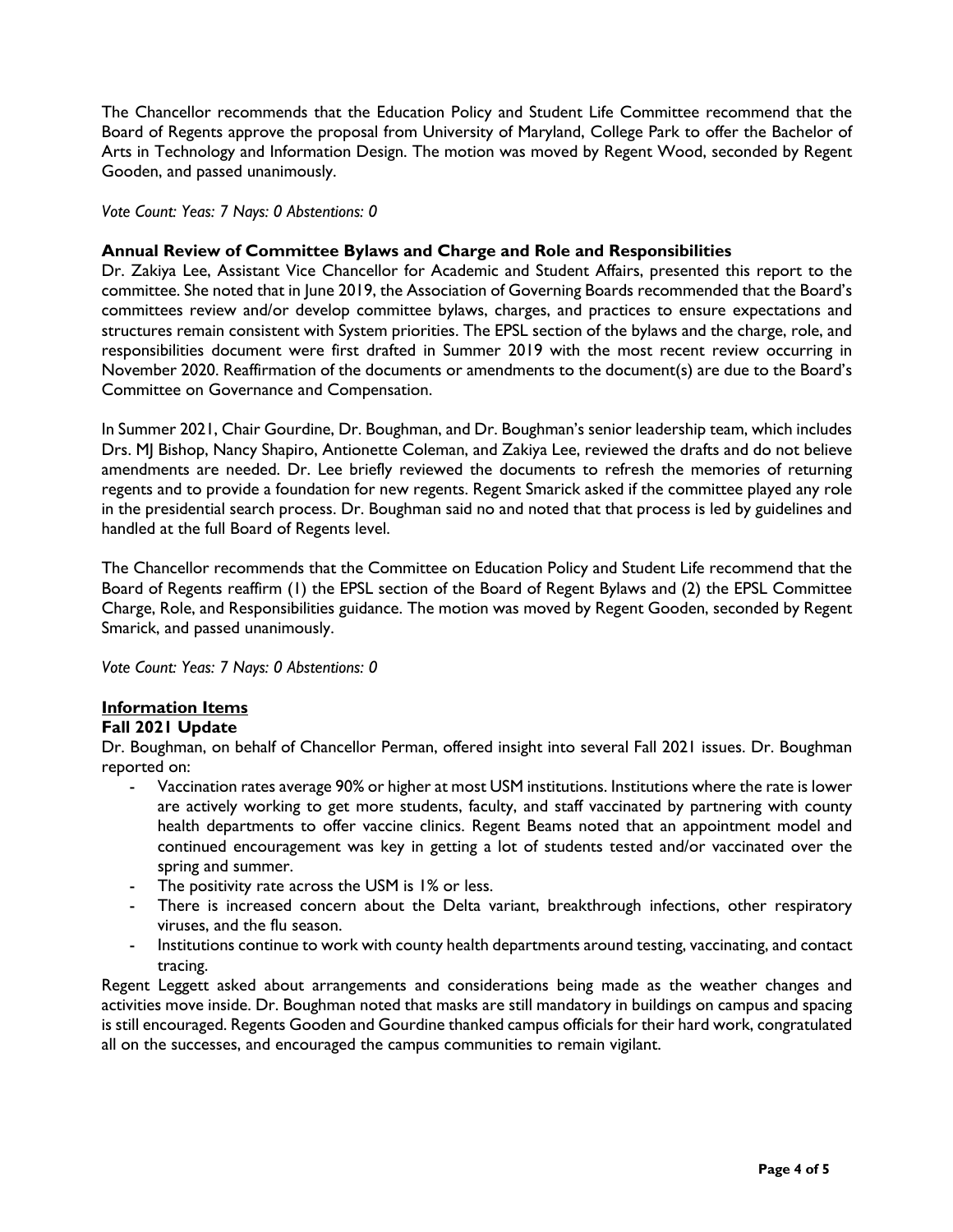The Chancellor recommends that the Education Policy and Student Life Committee recommend that the Board of Regents approve the proposal from University of Maryland, College Park to offer the Bachelor of Arts in Technology and Information Design. The motion was moved by Regent Wood, seconded by Regent Gooden, and passed unanimously.

*Vote Count: Yeas: 7 Nays: 0 Abstentions: 0*

**Annual Review of Committee Bylaws and Charge and Role and Responsibilities**

Dr. Zakiya Lee, Assistant Vice Chancellor for Academic and Student Affairs, presented this report to the committee. She noted that in June 2019, the Association of Governing Boards recommended that the Board's committees review and/or develop committee bylaws, charges, and practices to ensure expectations and structures remain consistent with System priorities. The EPSL section of the bylaws and the charge, role, and responsibilities document were first drafted in Summer 2019 with the most recent review occurring in November 2020. Reaffirmation of the documents or amendments to the document(s) are due to the Board's Committee on Governance and Compensation.

In Summer 2021, Chair Gourdine, Dr. Boughman, and Dr. Boughman's senior leadership team, which includes Drs. MJ Bishop, Nancy Shapiro, Antionette Coleman, and Zakiya Lee, reviewed the drafts and do not believe amendments are needed. Dr. Lee briefly reviewed the documents to refresh the memories of returning regents and to provide a foundation for new regents. Regent Smarick asked if the committee played any role in the presidential search process. Dr. Boughman said no and noted that that process is led by guidelines and handled at the full Board of Regents level.

The Chancellor recommends that the Committee on Education Policy and Student Life recommend that the Board of Regents reaffirm (1) the EPSL section of the Board of Regent Bylaws and (2) the EPSL Committee Charge, Role, and Responsibilities guidance. The motion was moved by Regent Gooden, seconded by Regent Smarick, and passed unanimously.

*Vote Count: Yeas: 7 Nays: 0 Abstentions: 0*

**<u>Information Items</u>**

**Fall 2021 Update**

Dr. Boughman, on behalf of Chancellor Perman, offered insight into several Fall 2021 issues. Dr. Boughman reported on:

- Vaccination rates average 90% or higher at most USM institutions. Institutions where the rate is lower are actively working to get more students, faculty, and staff vaccinated by partnering with county health departments to offer vaccine clinics. Regent Beams noted that an appointment model and continued encouragement was key in getting a lot of students tested and/or vaccinated over the spring and summer.
- The positivity rate across the USM is 1% or less.
- There is increased concern about the Delta variant, breakthrough infections, other respiratory viruses, and the flu season.
- Institutions continue to work with county health departments around testing, vaccinating, and contact tracing.

Regent Leggett asked about arrangements and considerations being made as the weather changes and activities move inside. Dr. Boughman noted that masks are still mandatory in buildings on campus and spacing is still encouraged. Regents Gooden and Gourdine thanked campus officials for their hard work, congratulated all on the successes, and encouraged the campus communities to remain vigilant.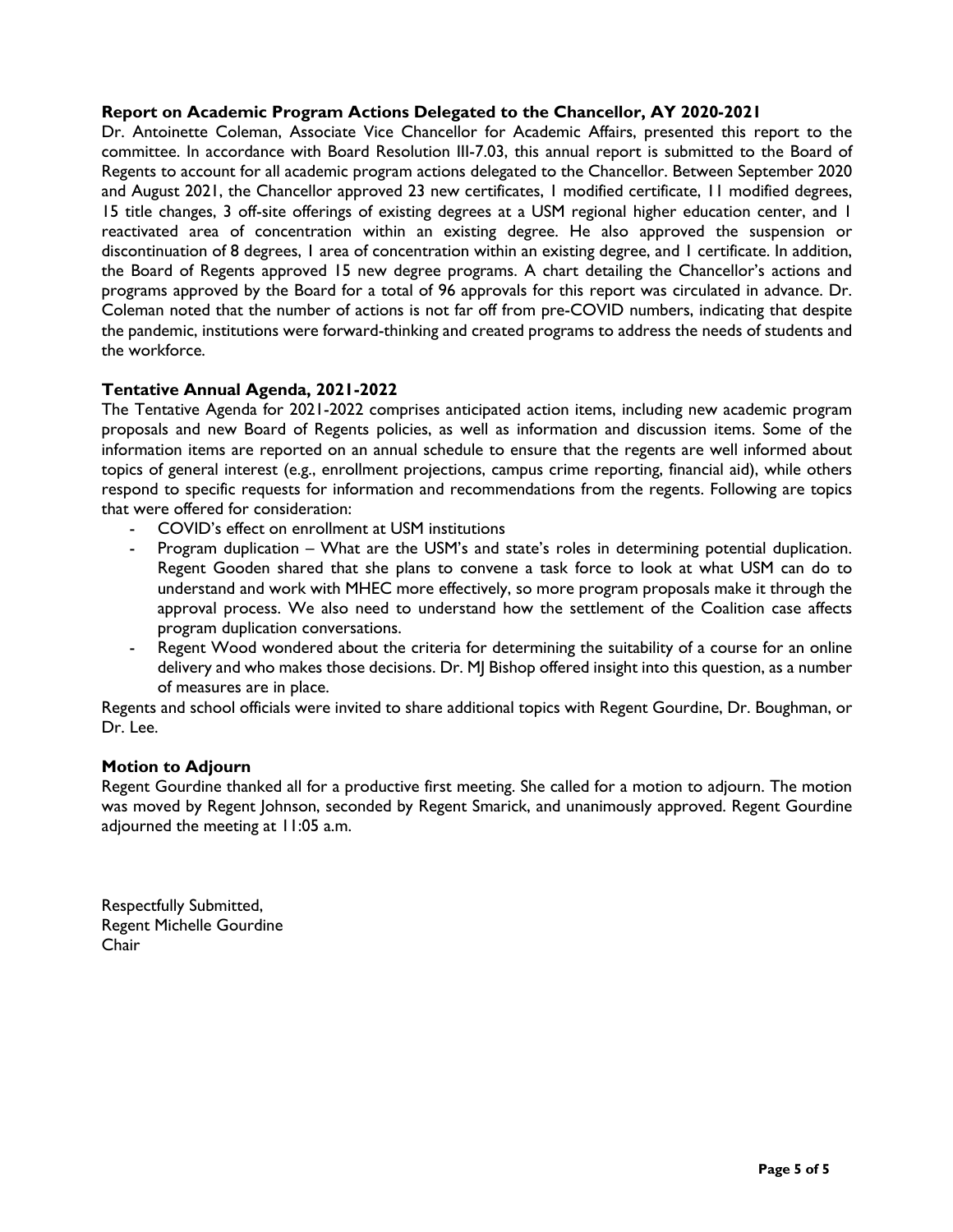**Report on Academic Program Actions Delegated to the Chancellor, AY 2020-2021**

Dr. Antoinette Coleman, Associate Vice Chancellor for Academic Affairs, presented this report to the committee. In accordance with Board Resolution III-7.03, this annual report is submitted to the Board of Regents to account for all academic program actions delegated to the Chancellor. Between September 2020 and August 2021, the Chancellor approved 23 new certificates, 1 modified certificate, 11 modified degrees, 15 title changes, 3 off-site offerings of existing degrees at a USM regional higher education center, and 1 reactivated area of concentration within an existing degree. He also approved the suspension or discontinuation of 8 degrees, 1 area of concentration within an existing degree, and 1 certificate. In addition, the Board of Regents approved 15 new degree programs. A chart detailing the Chancellor's actions and programs approved by the Board for a total of 96 approvals for this report was circulated in advance. Dr. Coleman noted that the number of actions is not far off from pre-COVID numbers, indicating that despite the pandemic, institutions were forward-thinking and created programs to address the needs of students and the workforce.

**Tentative Annual Agenda, 2021-2022**

The Tentative Agenda for 2021-2022 comprises anticipated action items, including new academic program proposals and new Board of Regents policies, as well as information and discussion items. Some of the information items are reported on an annual schedule to ensure that the regents are well informed about topics of general interest (e.g., enrollment projections, campus crime reporting, financial aid), while others respond to specific requests for information and recommendations from the regents. Following are topics that were offered for consideration:

- COVID's effect on enrollment at USM institutions
- Program duplication – What are the USM's and state's roles in determining potential duplication. Regent Gooden shared that she plans to convene a task force to look at what USM can do to understand and work with MHEC more effectively, so more program proposals make it through the approval process. We also need to understand how the settlement of the Coalition case affects program duplication conversations.
- Regent Wood wondered about the criteria for determining the suitability of a course for an online delivery and who makes those decisions. Dr. MJ Bishop offered insight into this question, as a number of measures are in place.

Regents and school officials were invited to share additional topics with Regent Gourdine, Dr. Boughman, or Dr. Lee.

**Motion to Adjourn**

Regent Gourdine thanked all for a productive first meeting. She called for a motion to adjourn. The motion was moved by Regent Johnson, seconded by Regent Smarick, and unanimously approved. Regent Gourdine adjourned the meeting at 11:05 a.m.

Respectfully Submitted,
Regent Michelle Gourdine
Chair